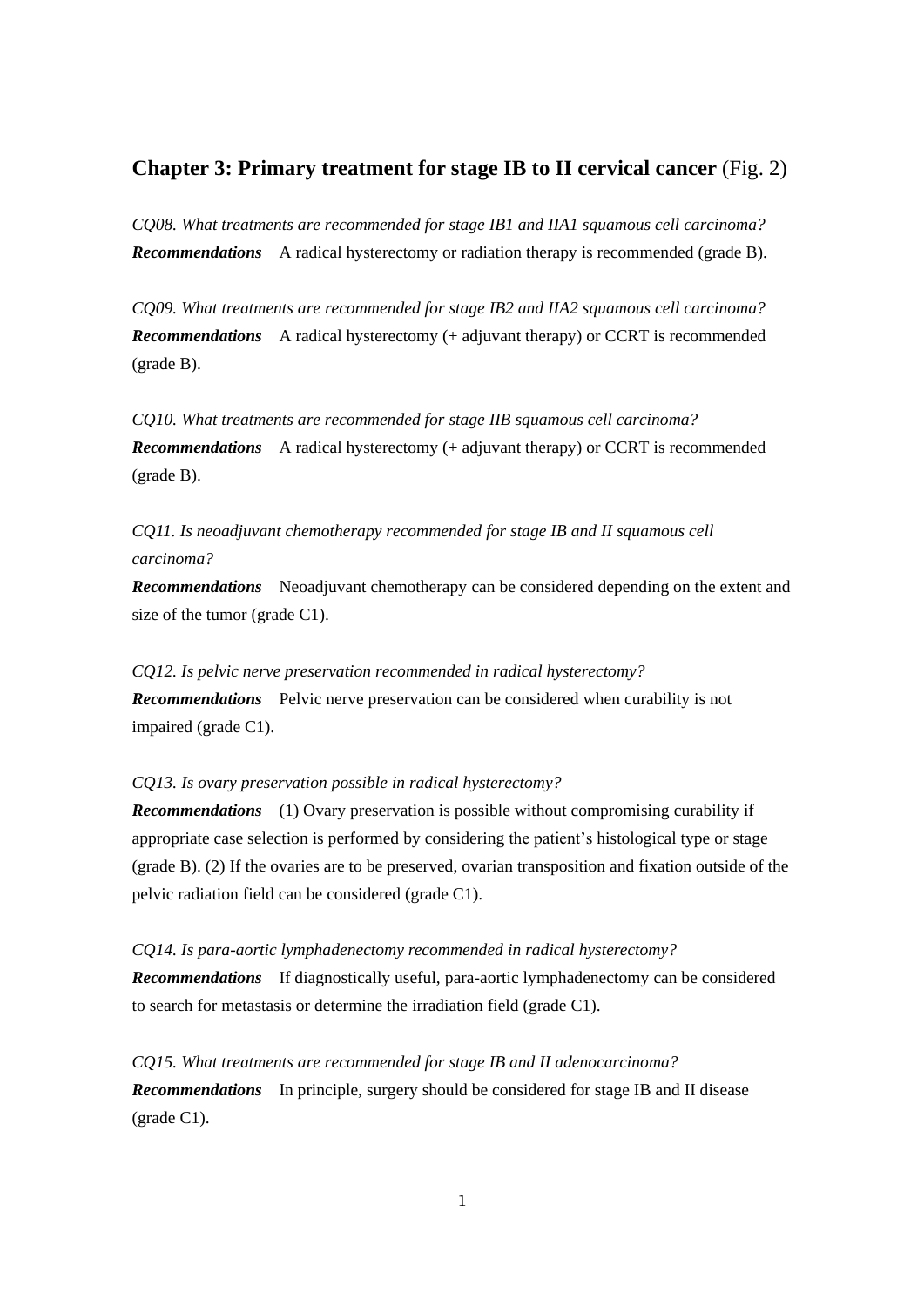## **Chapter 3: Primary treatment for stage IB to II cervical cancer** (Fig. 2)

*CQ08. What treatments are recommended for stage IB1 and IIA1 squamous cell carcinoma?*
***Recommendations*** A radical hysterectomy or radiation therapy is recommended (grade B).

*CQ09. What treatments are recommended for stage IB2 and IIA2 squamous cell carcinoma?*
***Recommendations*** A radical hysterectomy (+ adjuvant therapy) or CCRT is recommended (grade B).

*CQ10. What treatments are recommended for stage IIB squamous cell carcinoma?*
***Recommendations*** A radical hysterectomy (+ adjuvant therapy) or CCRT is recommended (grade B).

*CQ11. Is neoadjuvant chemotherapy recommended for stage IB and II squamous cell carcinoma?*
***Recommendations*** Neoadjuvant chemotherapy can be considered depending on the extent and size of the tumor (grade C1).

*CQ12. Is pelvic nerve preservation recommended in radical hysterectomy?*
***Recommendations*** Pelvic nerve preservation can be considered when curability is not impaired (grade C1).

*CQ13. Is ovary preservation possible in radical hysterectomy?*
***Recommendations*** (1) Ovary preservation is possible without compromising curability if appropriate case selection is performed by considering the patient's histological type or stage (grade B). (2) If the ovaries are to be preserved, ovarian transposition and fixation outside of the pelvic radiation field can be considered (grade C1).

*CQ14. Is para-aortic lymphadenectomy recommended in radical hysterectomy?*
***Recommendations*** If diagnostically useful, para-aortic lymphadenectomy can be considered to search for metastasis or determine the irradiation field (grade C1).

*CQ15. What treatments are recommended for stage IB and II adenocarcinoma?*
***Recommendations*** In principle, surgery should be considered for stage IB and II disease (grade C1).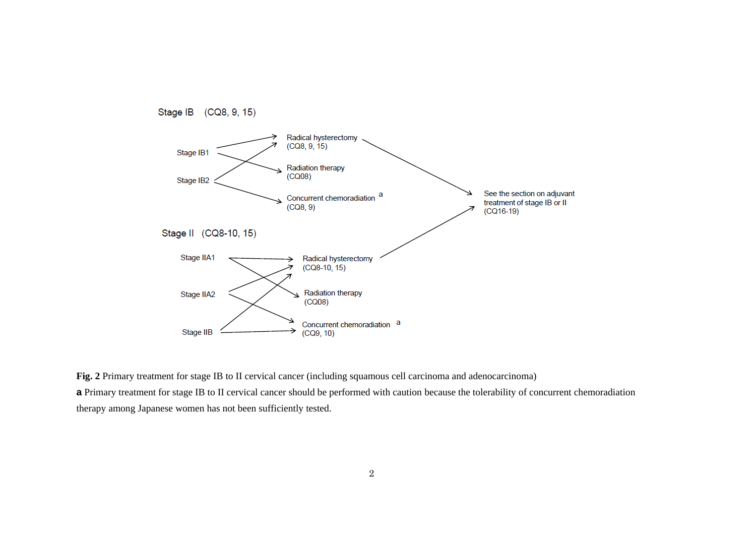Stage IB (CQ8, 9, 15)

Stage IB1

Stage IB2

Radical hysterectomy
(CQ8, 9, 15)

Radiation therapy
(CQ08)

Concurrent chemoradiation [a]
(CQ8, 9)

See the section on adjuvant treatment of stage IB or II
(CQ16-19)

Stage II (CQ8-10, 15)

Stage IIA1

Stage IIA2

Stage IIB

Radical hysterectomy
(CQ8-10, 15)

Radiation therapy
(CQ08)

Concurrent chemoradiation [a]
(CQ9, 10)

**Fig. 2** Primary treatment for stage IB to II cervical cancer (including squamous cell carcinoma and adenocarcinoma)

**a** Primary treatment for stage IB to II cervical cancer should be performed with caution because the tolerability of concurrent chemoradiation therapy among Japanese women has not been sufficiently tested.